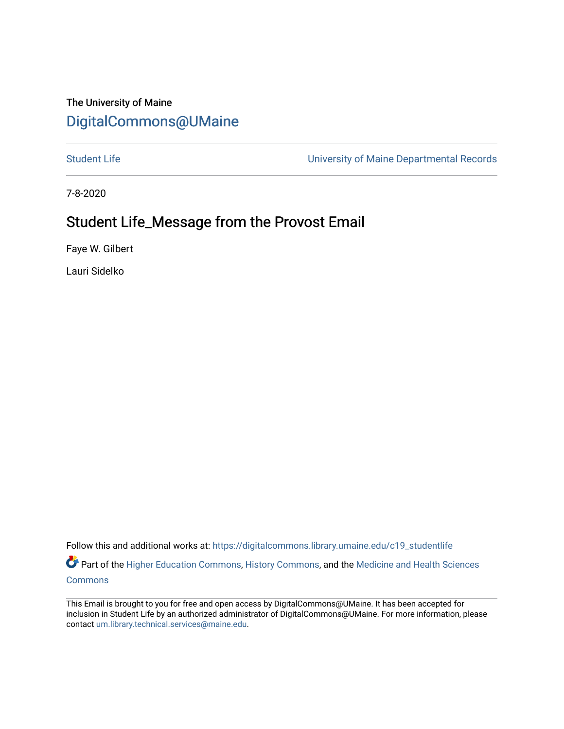The University of Maine

[DigitalCommons@UMaine](https://digitalcommons.library.umaine.edu/)

Student Life | University of Maine Departmental Records

7-8-2020

# Student Life_Message from the Provost Email

Faye W. Gilbert

Lauri Sidelko

Follow this and additional works at: https://digitalcommons.library.umaine.edu/c19_studentlife

Part of the Higher Education Commons, History Commons, and the Medicine and Health Sciences Commons

This Email is brought to you for free and open access by DigitalCommons@UMaine. It has been accepted for inclusion in Student Life by an authorized administrator of DigitalCommons@UMaine. For more information, please contact um.library.technical.services@maine.edu.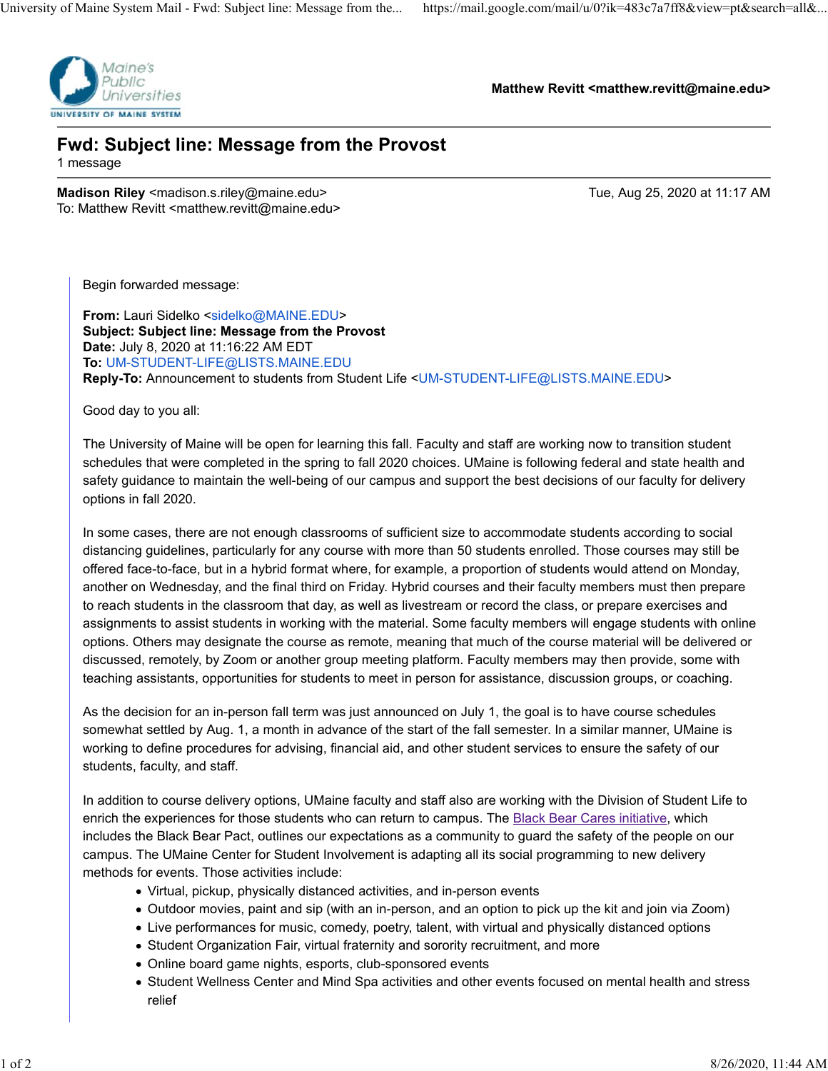Matthew Revitt <matthew.revitt@maine.edu>

# Fwd: Subject line: Message from the Provost

1 message

**Madison Riley** <madison.s.riley@maine.edu> Tue, Aug 25, 2020 at 11:17 AM
To: Matthew Revitt <matthew.revitt@maine.edu>

Begin forwarded message:

**From:** Lauri Sidelko <sidelko@MAINE.EDU>
**Subject: Subject line: Message from the Provost**
**Date:** July 8, 2020 at 11:16:22 AM EDT
**To:** UM-STUDENT-LIFE@LISTS.MAINE.EDU
**Reply-To:** Announcement to students from Student Life <UM-STUDENT-LIFE@LISTS.MAINE.EDU>

Good day to you all:

The University of Maine will be open for learning this fall. Faculty and staff are working now to transition student schedules that were completed in the spring to fall 2020 choices. UMaine is following federal and state health and safety guidance to maintain the well-being of our campus and support the best decisions of our faculty for delivery options in fall 2020.

In some cases, there are not enough classrooms of sufficient size to accommodate students according to social distancing guidelines, particularly for any course with more than 50 students enrolled. Those courses may still be offered face-to-face, but in a hybrid format where, for example, a proportion of students would attend on Monday, another on Wednesday, and the final third on Friday. Hybrid courses and their faculty members must then prepare to reach students in the classroom that day, as well as livestream or record the class, or prepare exercises and assignments to assist students in working with the material. Some faculty members will engage students with online options. Others may designate the course as remote, meaning that much of the course material will be delivered or discussed, remotely, by Zoom or another group meeting platform. Faculty members may then provide, some with teaching assistants, opportunities for students to meet in person for assistance, discussion groups, or coaching.

As the decision for an in-person fall term was just announced on July 1, the goal is to have course schedules somewhat settled by Aug. 1, a month in advance of the start of the fall semester. In a similar manner, UMaine is working to define procedures for advising, financial aid, and other student services to ensure the safety of our students, faculty, and staff.

In addition to course delivery options, UMaine faculty and staff also are working with the Division of Student Life to enrich the experiences for those students who can return to campus. The Black Bear Cares initiative, which includes the Black Bear Pact, outlines our expectations as a community to guard the safety of the people on our campus. The UMaine Center for Student Involvement is adapting all its social programming to new delivery methods for events. Those activities include:

- Virtual, pickup, physically distanced activities, and in-person events
- Outdoor movies, paint and sip (with an in-person, and an option to pick up the kit and join via Zoom)
- Live performances for music, comedy, poetry, talent, with virtual and physically distanced options
- Student Organization Fair, virtual fraternity and sorority recruitment, and more
- Online board game nights, esports, club-sponsored events
- Student Wellness Center and Mind Spa activities and other events focused on mental health and stress relief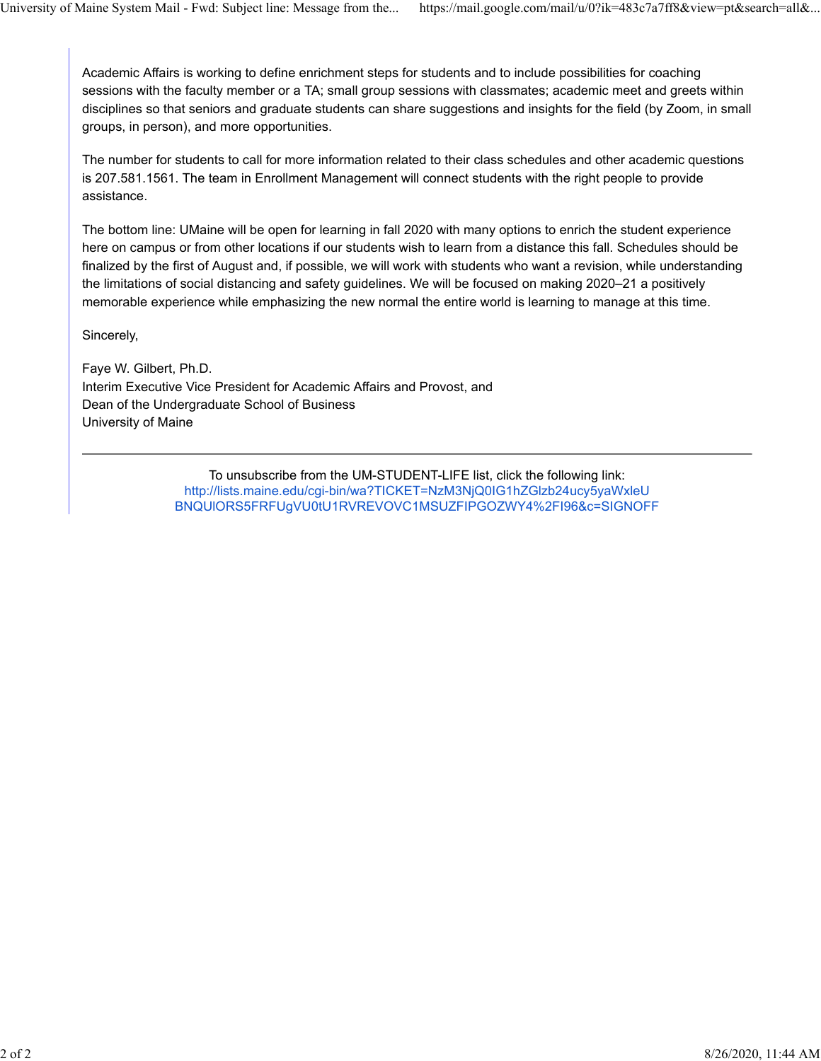Academic Affairs is working to define enrichment steps for students and to include possibilities for coaching sessions with the faculty member or a TA; small group sessions with classmates; academic meet and greets within disciplines so that seniors and graduate students can share suggestions and insights for the field (by Zoom, in small groups, in person), and more opportunities.

The number for students to call for more information related to their class schedules and other academic questions is 207.581.1561. The team in Enrollment Management will connect students with the right people to provide assistance.

The bottom line: UMaine will be open for learning in fall 2020 with many options to enrich the student experience here on campus or from other locations if our students wish to learn from a distance this fall. Schedules should be finalized by the first of August and, if possible, we will work with students who want a revision, while understanding the limitations of social distancing and safety guidelines. We will be focused on making 2020–21 a positively memorable experience while emphasizing the new normal the entire world is learning to manage at this time.

Sincerely,

Faye W. Gilbert, Ph.D.
Interim Executive Vice President for Academic Affairs and Provost, and
Dean of the Undergraduate School of Business
University of Maine

---

To unsubscribe from the UM-STUDENT-LIFE list, click the following link:
http://lists.maine.edu/cgi-bin/wa?TICKET=NzM3NjQ0IG1hZGlzb24ucy5yaWxleU BNQUlORS5FRFUgVU0tU1RVREVOVC1MSUZFIPGOZWY4%2FI96&c=SIGNOFF